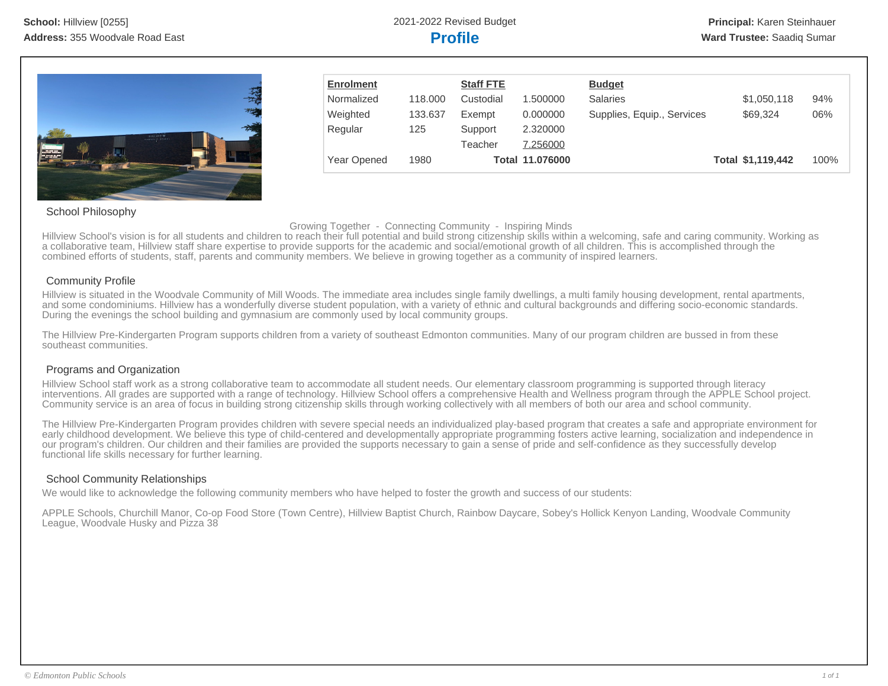**School:** Hillview [0255]
**Address:** 355 Woodvale Road East

2021-2022 Revised Budget

# Profile

**Principal:** Karen Steinhauer
**Ward Trustee:** Saadiq Sumar

| Enrolment | | Staff FTE | | Budget | | |
|---|---|---|---|---|---|---|
| Normalized | 118.000 | Custodial | 1.500000 | Salaries | $1,050,118 | 94% |
| Weighted | 133.637 | Exempt | 0.000000 | Supplies, Equip., Services | $69,324 | 06% |
| Regular | 125 | Support | 2.320000 | | | |
| | | Teacher | 7.256000 | | | |
| Year Opened | 1980 | **Total** | **11.076000** | **Total** | **$1,119,442** | 100% |

## School Philosophy

Growing Together - Connecting Community - Inspiring Minds

Hillview School's vision is for all students and children to reach their full potential and build strong citizenship skills within a welcoming, safe and caring community. Working as a collaborative team, Hillview staff share expertise to provide supports for the academic and social/emotional growth of all children. This is accomplished through the combined efforts of students, staff, parents and community members. We believe in growing together as a community of inspired learners.

## Community Profile

Hillview is situated in the Woodvale Community of Mill Woods. The immediate area includes single family dwellings, a multi family housing development, rental apartments, and some condominiums. Hillview has a wonderfully diverse student population, with a variety of ethnic and cultural backgrounds and differing socio-economic standards. During the evenings the school building and gymnasium are commonly used by local community groups.

The Hillview Pre-Kindergarten Program supports children from a variety of southeast Edmonton communities. Many of our program children are bussed in from these southeast communities.

## Programs and Organization

Hillview School staff work as a strong collaborative team to accommodate all student needs. Our elementary classroom programming is supported through literacy interventions. All grades are supported with a range of technology. Hillview School offers a comprehensive Health and Wellness program through the APPLE School project. Community service is an area of focus in building strong citizenship skills through working collectively with all members of both our area and school community.

The Hillview Pre-Kindergarten Program provides children with severe special needs an individualized play-based program that creates a safe and appropriate environment for early childhood development. We believe this type of child-centered and developmentally appropriate programming fosters active learning, socialization and independence in our program's children. Our children and their families are provided the supports necessary to gain a sense of pride and self-confidence as they successfully develop functional life skills necessary for further learning.

## School Community Relationships

We would like to acknowledge the following community members who have helped to foster the growth and success of our students:

APPLE Schools, Churchill Manor, Co-op Food Store (Town Centre), Hillview Baptist Church, Rainbow Daycare, Sobey's Hollick Kenyon Landing, Woodvale Community League, Woodvale Husky and Pizza 38

© Edmonton Public Schools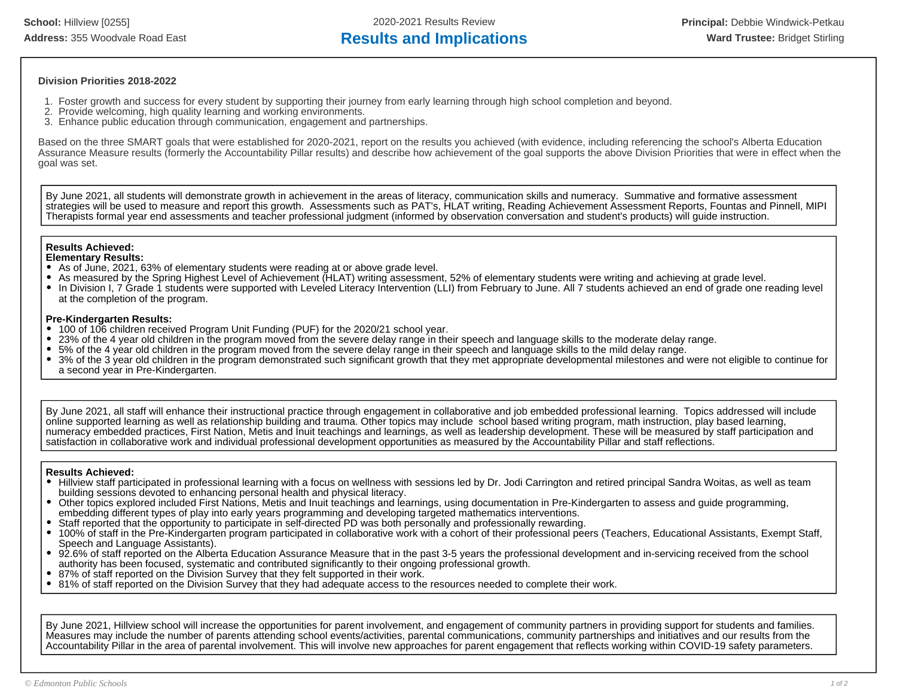**School:** Hillview [0255]
**Address:** 355 Woodvale Road East

2020-2021 Results Review

# Results and Implications

**Principal:** Debbie Windwick-Petkau
**Ward Trustee:** Bridget Stirling

**Division Priorities 2018-2022**

1. Foster growth and success for every student by supporting their journey from early learning through high school completion and beyond.
2. Provide welcoming, high quality learning and working environments.
3. Enhance public education through communication, engagement and partnerships.

Based on the three SMART goals that were established for 2020-2021, report on the results you achieved (with evidence, including referencing the school's Alberta Education Assurance Measure results (formerly the Accountability Pillar results) and describe how achievement of the goal supports the above Division Priorities that were in effect when the goal was set.

By June 2021, all students will demonstrate growth in achievement in the areas of literacy, communication skills and numeracy. Summative and formative assessment strategies will be used to measure and report this growth. Assessments such as PAT's, HLAT writing, Reading Achievement Assessment Reports, Fountas and Pinnell, MIPI Therapists formal year end assessments and teacher professional judgment (informed by observation conversation and student's products) will guide instruction.

**Results Achieved:**
**Elementary Results:**

- As of June, 2021, 63% of elementary students were reading at or above grade level.
- As measured by the Spring Highest Level of Achievement (HLAT) writing assessment, 52% of elementary students were writing and achieving at grade level.
- In Division I, 7 Grade 1 students were supported with Leveled Literacy Intervention (LLI) from February to June. All 7 students achieved an end of grade one reading level at the completion of the program.

**Pre-Kindergarten Results:**

- 100 of 106 children received Program Unit Funding (PUF) for the 2020/21 school year.
- 23% of the 4 year old children in the program moved from the severe delay range in their speech and language skills to the moderate delay range.
- 5% of the 4 year old children in the program moved from the severe delay range in their speech and language skills to the mild delay range.
- 3% of the 3 year old children in the program demonstrated such significant growth that they met appropriate developmental milestones and were not eligible to continue for a second year in Pre-Kindergarten.

By June 2021, all staff will enhance their instructional practice through engagement in collaborative and job embedded professional learning. Topics addressed will include online supported learning as well as relationship building and trauma. Other topics may include school based writing program, math instruction, play based learning, numeracy embedded practices, First Nation, Metis and Inuit teachings and learnings, as well as leadership development. These will be measured by staff participation and satisfaction in collaborative work and individual professional development opportunities as measured by the Accountability Pillar and staff reflections.

**Results Achieved:**

- Hillview staff participated in professional learning with a focus on wellness with sessions led by Dr. Jodi Carrington and retired principal Sandra Woitas, as well as team building sessions devoted to enhancing personal health and physical literacy.
- Other topics explored included First Nations, Metis and Inuit teachings and learnings, using documentation in Pre-Kindergarten to assess and guide programming, embedding different types of play into early years programming and developing targeted mathematics interventions.
- Staff reported that the opportunity to participate in self-directed PD was both personally and professionally rewarding.
- 100% of staff in the Pre-Kindergarten program participated in collaborative work with a cohort of their professional peers (Teachers, Educational Assistants, Exempt Staff, Speech and Language Assistants).
- 92.6% of staff reported on the Alberta Education Assurance Measure that in the past 3-5 years the professional development and in-servicing received from the school authority has been focused, systematic and contributed significantly to their ongoing professional growth.
- 87% of staff reported on the Division Survey that they felt supported in their work.
- 81% of staff reported on the Division Survey that they had adequate access to the resources needed to complete their work.

By June 2021, Hillview school will increase the opportunities for parent involvement, and engagement of community partners in providing support for students and families. Measures may include the number of parents attending school events/activities, parental communications, community partnerships and initiatives and our results from the Accountability Pillar in the area of parental involvement. This will involve new approaches for parent engagement that reflects working within COVID-19 safety parameters.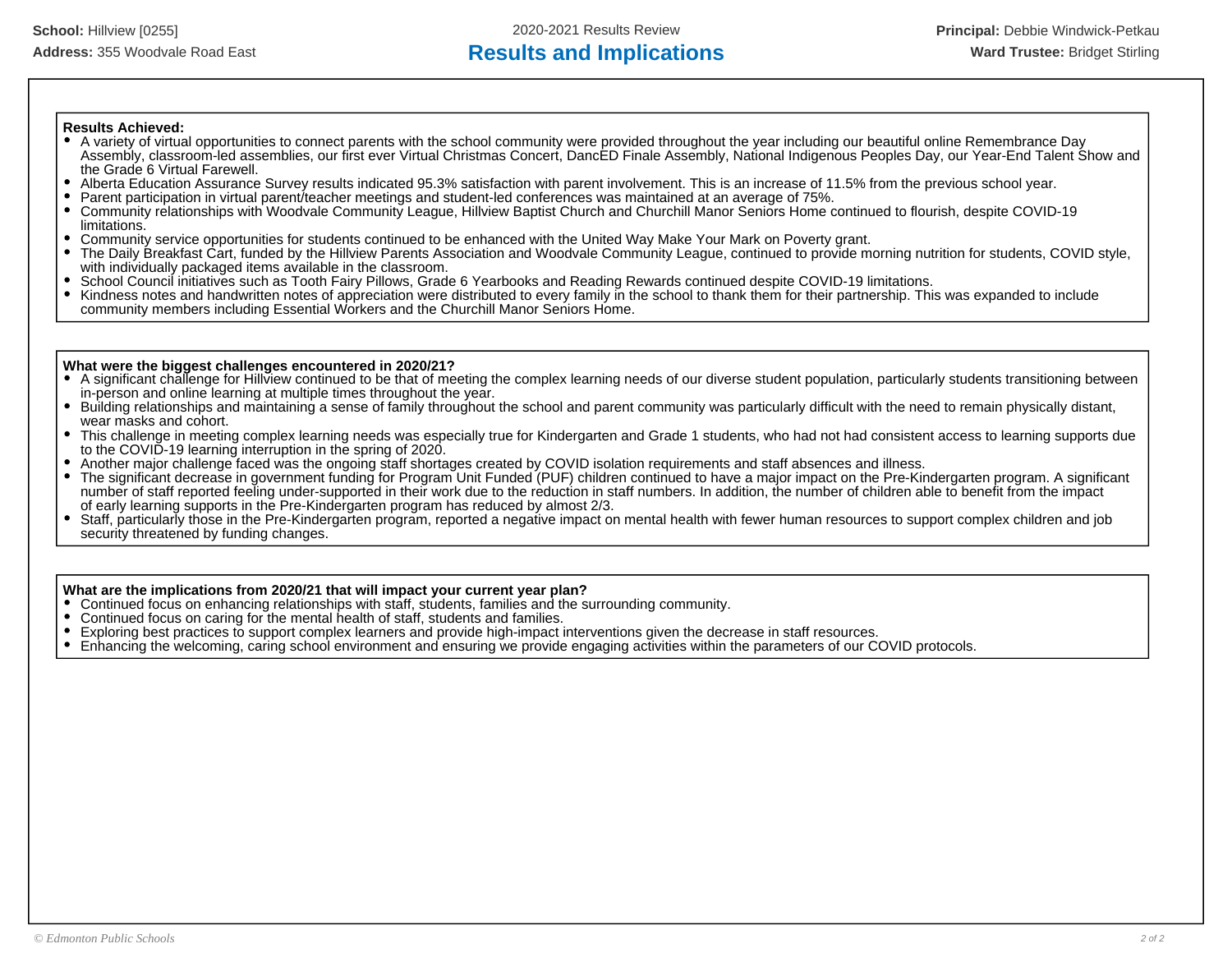**School:** Hillview [0255]

**Address:** 355 Woodvale Road East

2020-2021 Results Review

# Results and Implications

**Principal:** Debbie Windwick-Petkau

**Ward Trustee:** Bridget Stirling

**Results Achieved:**

- A variety of virtual opportunities to connect parents with the school community were provided throughout the year including our beautiful online Remembrance Day Assembly, classroom-led assemblies, our first ever Virtual Christmas Concert, DancED Finale Assembly, National Indigenous Peoples Day, our Year-End Talent Show and the Grade 6 Virtual Farewell.
- Alberta Education Assurance Survey results indicated 95.3% satisfaction with parent involvement. This is an increase of 11.5% from the previous school year.
- Parent participation in virtual parent/teacher meetings and student-led conferences was maintained at an average of 75%.
- Community relationships with Woodvale Community League, Hillview Baptist Church and Churchill Manor Seniors Home continued to flourish, despite COVID-19 limitations.
- Community service opportunities for students continued to be enhanced with the United Way Make Your Mark on Poverty grant.
- The Daily Breakfast Cart, funded by the Hillview Parents Association and Woodvale Community League, continued to provide morning nutrition for students, COVID style, with individually packaged items available in the classroom.
- School Council initiatives such as Tooth Fairy Pillows, Grade 6 Yearbooks and Reading Rewards continued despite COVID-19 limitations.
- Kindness notes and handwritten notes of appreciation were distributed to every family in the school to thank them for their partnership. This was expanded to include community members including Essential Workers and the Churchill Manor Seniors Home.

**What were the biggest challenges encountered in 2020/21?**

- A significant challenge for Hillview continued to be that of meeting the complex learning needs of our diverse student population, particularly students transitioning between in-person and online learning at multiple times throughout the year.
- Building relationships and maintaining a sense of family throughout the school and parent community was particularly difficult with the need to remain physically distant, wear masks and cohort.
- This challenge in meeting complex learning needs was especially true for Kindergarten and Grade 1 students, who had not had consistent access to learning supports due to the COVID-19 learning interruption in the spring of 2020.
- Another major challenge faced was the ongoing staff shortages created by COVID isolation requirements and staff absences and illness.
- The significant decrease in government funding for Program Unit Funded (PUF) children continued to have a major impact on the Pre-Kindergarten program. A significant number of staff reported feeling under-supported in their work due to the reduction in staff numbers. In addition, the number of children able to benefit from the impact of early learning supports in the Pre-Kindergarten program has reduced by almost 2/3.
- Staff, particularly those in the Pre-Kindergarten program, reported a negative impact on mental health with fewer human resources to support complex children and job security threatened by funding changes.

**What are the implications from 2020/21 that will impact your current year plan?**

- Continued focus on enhancing relationships with staff, students, families and the surrounding community.
- Continued focus on caring for the mental health of staff, students and families.
- Exploring best practices to support complex learners and provide high-impact interventions given the decrease in staff resources.
- Enhancing the welcoming, caring school environment and ensuring we provide engaging activities within the parameters of our COVID protocols.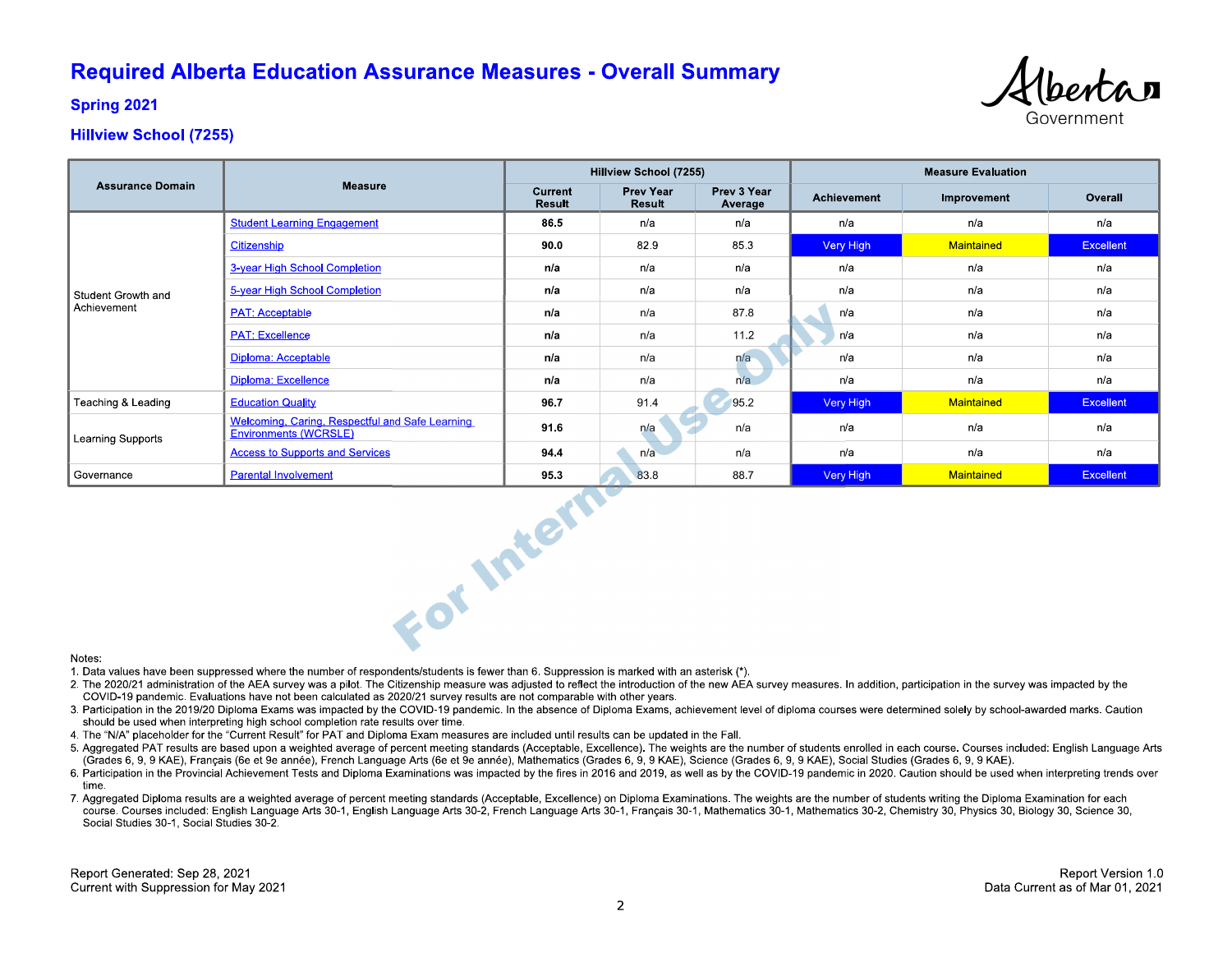# Required Alberta Education Assurance Measures - Overall Summary

## Spring 2021

## Hillview School (7255)

| Assurance Domain | Measure | Hillview School (7255) | | | Measure Evaluation | | |
|---|---|---|---|---|---|---|---|
| | | Current Result | Prev Year Result | Prev 3 Year Average | Achievement | Improvement | Overall |
| Student Growth and Achievement | Student Learning Engagement | **86.5** | n/a | n/a | n/a | n/a | n/a |
| | Citizenship | **90.0** | 82.9 | 85.3 | Very High | Maintained | Excellent |
| | 3-year High School Completion | **n/a** | n/a | n/a | n/a | n/a | n/a |
| | 5-year High School Completion | **n/a** | n/a | n/a | n/a | n/a | n/a |
| | PAT: Acceptable | **n/a** | n/a | 87.8 | n/a | n/a | n/a |
| | PAT: Excellence | **n/a** | n/a | 11.2 | n/a | n/a | n/a |
| | Diploma: Acceptable | **n/a** | n/a | n/a | n/a | n/a | n/a |
| | Diploma: Excellence | **n/a** | n/a | n/a | n/a | n/a | n/a |
| Teaching & Leading | Education Quality | **96.7** | 91.4 | 95.2 | Very High | Maintained | Excellent |
| Learning Supports | Welcoming, Caring, Respectful and Safe Learning Environments (WCRSLE) | **91.6** | n/a | n/a | n/a | n/a | n/a |
| | Access to Supports and Services | **94.4** | n/a | n/a | n/a | n/a | n/a |
| Governance | Parental Involvement | **95.3** | 83.8 | 88.7 | Very High | Maintained | Excellent |

Notes:

1. Data values have been suppressed where the number of respondents/students is fewer than 6. Suppression is marked with an asterisk (*).
2. The 2020/21 administration of the AEA survey was a pilot. The Citizenship measure was adjusted to reflect the introduction of the new AEA survey measures. In addition, participation in the survey was impacted by the COVID-19 pandemic. Evaluations have not been calculated as 2020/21 survey results are not comparable with other years.
3. Participation in the 2019/20 Diploma Exams was impacted by the COVID-19 pandemic. In the absence of Diploma Exams, achievement level of diploma courses were determined solely by school-awarded marks. Caution should be used when interpreting high school completion rate results over time.
4. The "N/A" placeholder for the "Current Result" for PAT and Diploma Exam measures are included until results can be updated in the Fall.
5. Aggregated PAT results are based upon a weighted average of percent meeting standards (Acceptable, Excellence). The weights are the number of students enrolled in each course. Courses included: English Language Arts (Grades 6, 9, 9 KAE), Français (6e et 9e année), French Language Arts (6e et 9e année), Mathematics (Grades 6, 9, 9 KAE), Science (Grades 6, 9, 9 KAE), Social Studies (Grades 6, 9, 9 KAE).
6. Participation in the Provincial Achievement Tests and Diploma Examinations was impacted by the fires in 2016 and 2019, as well as by the COVID-19 pandemic in 2020. Caution should be used when interpreting trends over time.
7. Aggregated Diploma results are a weighted average of percent meeting standards (Acceptable, Excellence) on Diploma Examinations. The weights are the number of students writing the Diploma Examination for each course. Courses included: English Language Arts 30-1, English Language Arts 30-2, French Language Arts 30-1, Français 30-1, Mathematics 30-1, Mathematics 30-2, Chemistry 30, Physics 30, Biology 30, Science 30, Social Studies 30-1, Social Studies 30-2.

Report Generated: Sep 28, 2021
Current with Suppression for May 2021

Report Version 1.0
Data Current as of Mar 01, 2021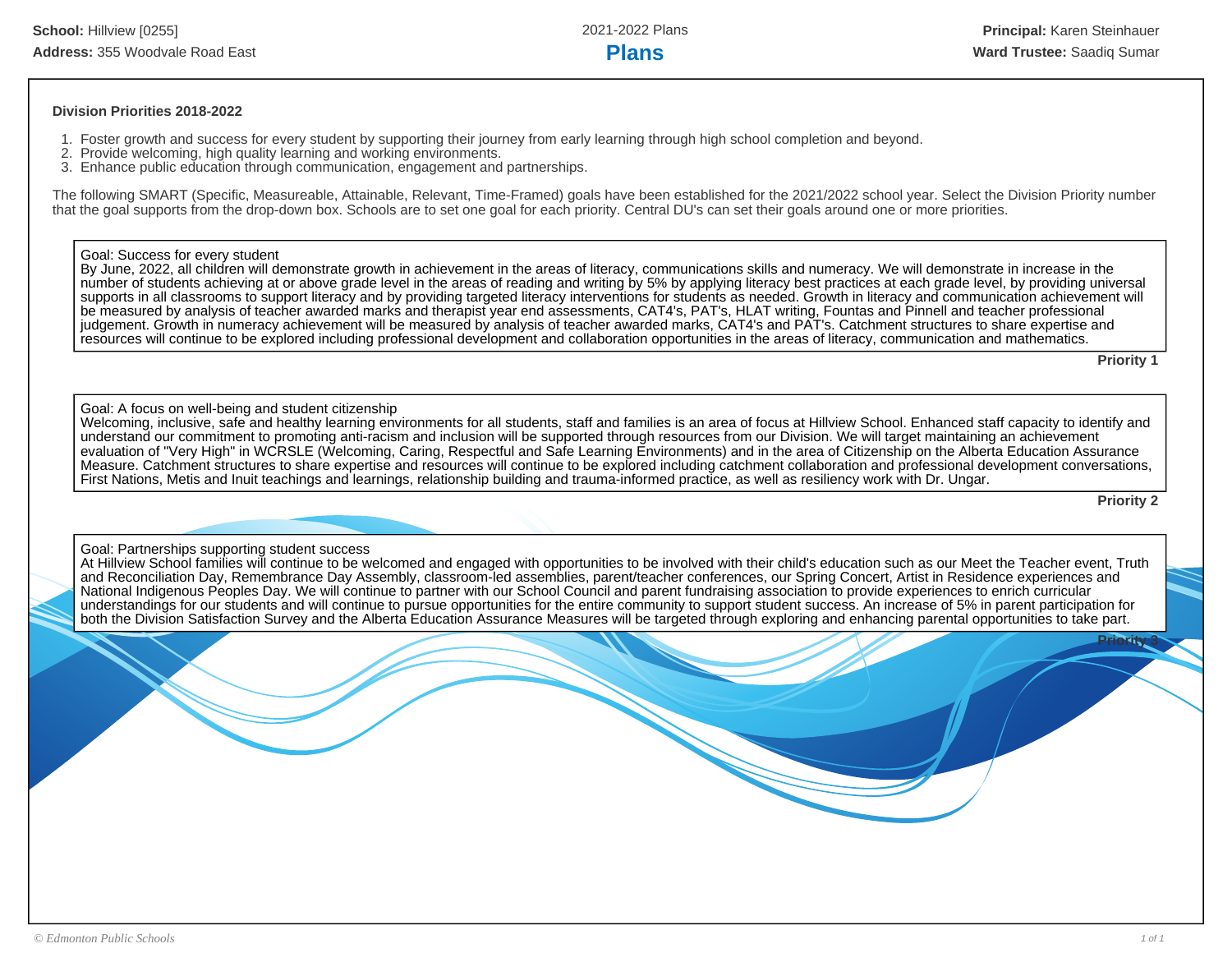**School:** Hillview [0255]
**Address:** 355 Woodvale Road East

2021-2022 Plans

# Plans

**Principal:** Karen Steinhauer
**Ward Trustee:** Saadiq Sumar

**Division Priorities 2018-2022**

1. Foster growth and success for every student by supporting their journey from early learning through high school completion and beyond.
2. Provide welcoming, high quality learning and working environments.
3. Enhance public education through communication, engagement and partnerships.

The following SMART (Specific, Measureable, Attainable, Relevant, Time-Framed) goals have been established for the 2021/2022 school year. Select the Division Priority number that the goal supports from the drop-down box. Schools are to set one goal for each priority. Central DU's can set their goals around one or more priorities.

Goal: Success for every student
By June, 2022, all children will demonstrate growth in achievement in the areas of literacy, communications skills and numeracy. We will demonstrate in increase in the number of students achieving at or above grade level in the areas of reading and writing by 5% by applying literacy best practices at each grade level, by providing universal supports in all classrooms to support literacy and by providing targeted literacy interventions for students as needed. Growth in literacy and communication achievement will be measured by analysis of teacher awarded marks and therapist year end assessments, CAT4's, PAT's, HLAT writing, Fountas and Pinnell and teacher professional judgement. Growth in numeracy achievement will be measured by analysis of teacher awarded marks, CAT4's and PAT's. Catchment structures to share expertise and resources will continue to be explored including professional development and collaboration opportunities in the areas of literacy, communication and mathematics.

**Priority 1**

Goal: A focus on well-being and student citizenship
Welcoming, inclusive, safe and healthy learning environments for all students, staff and families is an area of focus at Hillview School. Enhanced staff capacity to identify and understand our commitment to promoting anti-racism and inclusion will be supported through resources from our Division. We will target maintaining an achievement evaluation of "Very High" in WCRSLE (Welcoming, Caring, Respectful and Safe Learning Environments) and in the area of Citizenship on the Alberta Education Assurance Measure. Catchment structures to share expertise and resources will continue to be explored including catchment collaboration and professional development conversations, First Nations, Metis and Inuit teachings and learnings, relationship building and trauma-informed practice, as well as resiliency work with Dr. Ungar.

**Priority 2**

Goal: Partnerships supporting student success
At Hillview School families will continue to be welcomed and engaged with opportunities to be involved with their child's education such as our Meet the Teacher event, Truth and Reconciliation Day, Remembrance Day Assembly, classroom-led assemblies, parent/teacher conferences, our Spring Concert, Artist in Residence experiences and National Indigenous Peoples Day. We will continue to partner with our School Council and parent fundraising association to provide experiences to enrich curricular understandings for our students and will continue to pursue opportunities for the entire community to support student success. An increase of 5% in parent participation for both the Division Satisfaction Survey and the Alberta Education Assurance Measures will be targeted through exploring and enhancing parental opportunities to take part.

**Priority 3**

*© Edmonton Public Schools*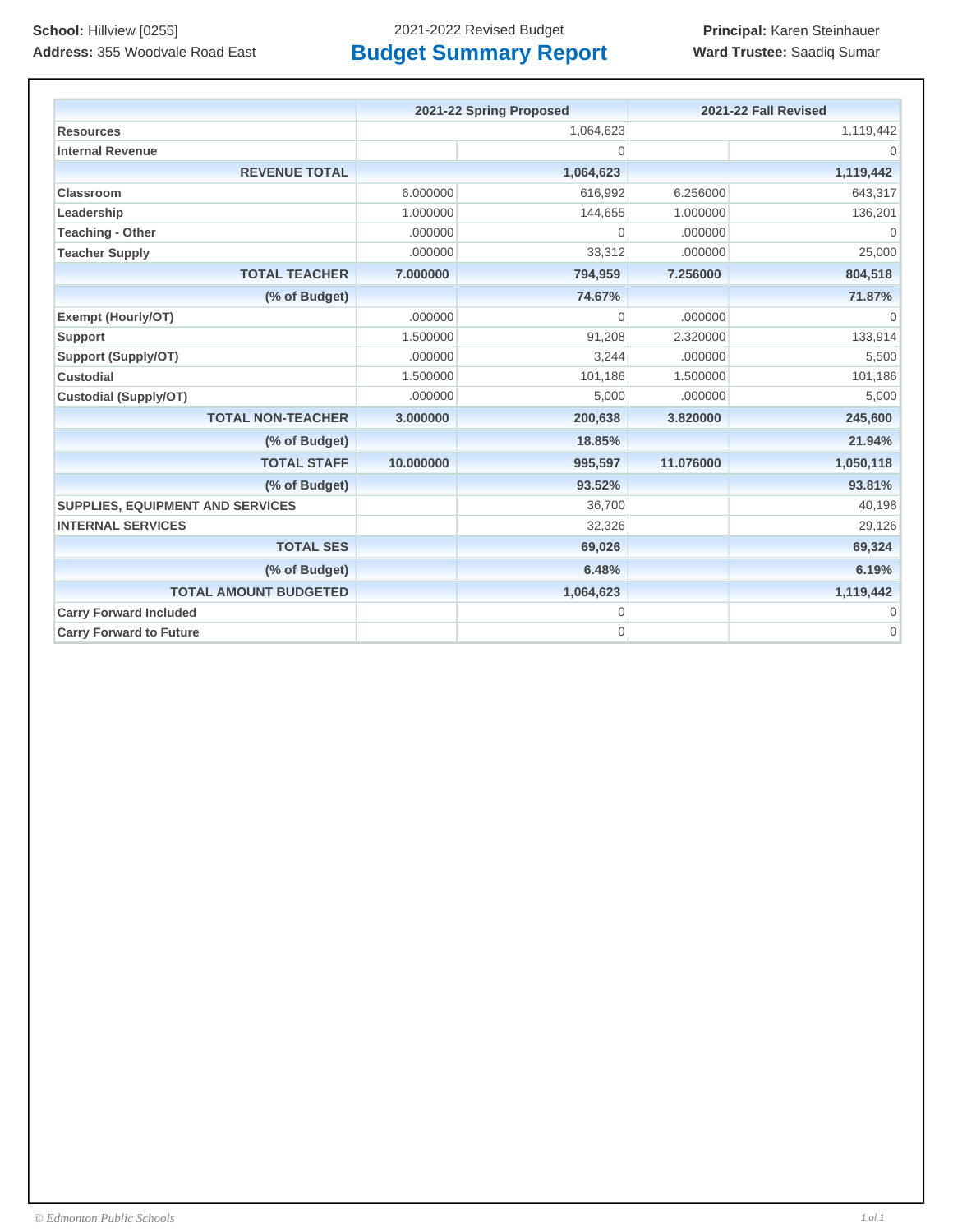**School:** Hillview [0255]
**Address:** 355 Woodvale Road East

2021-2022 Revised Budget

# Budget Summary Report

**Principal:** Karen Steinhauer
**Ward Trustee:** Saadiq Sumar

| | 2021-22 Spring Proposed | | 2021-22 Fall Revised | |
|---|---|---|---|---|
| **Resources** | | 1,064,623 | | 1,119,442 |
| **Internal Revenue** | | 0 | | 0 |
| **REVENUE TOTAL** | | **1,064,623** | | **1,119,442** |
| **Classroom** | 6.000000 | 616,992 | 6.256000 | 643,317 |
| **Leadership** | 1.000000 | 144,655 | 1.000000 | 136,201 |
| **Teaching - Other** | .000000 | 0 | .000000 | 0 |
| **Teacher Supply** | .000000 | 33,312 | .000000 | 25,000 |
| **TOTAL TEACHER** | **7.000000** | **794,959** | **7.256000** | **804,518** |
| **(% of Budget)** | | **74.67%** | | **71.87%** |
| **Exempt (Hourly/OT)** | .000000 | 0 | .000000 | 0 |
| **Support** | 1.500000 | 91,208 | 2.320000 | 133,914 |
| **Support (Supply/OT)** | .000000 | 3,244 | .000000 | 5,500 |
| **Custodial** | 1.500000 | 101,186 | 1.500000 | 101,186 |
| **Custodial (Supply/OT)** | .000000 | 5,000 | .000000 | 5,000 |
| **TOTAL NON-TEACHER** | **3.000000** | **200,638** | **3.820000** | **245,600** |
| **(% of Budget)** | | **18.85%** | | **21.94%** |
| **TOTAL STAFF** | **10.000000** | **995,597** | **11.076000** | **1,050,118** |
| **(% of Budget)** | | **93.52%** | | **93.81%** |
| **SUPPLIES, EQUIPMENT AND SERVICES** | | 36,700 | | 40,198 |
| **INTERNAL SERVICES** | | 32,326 | | 29,126 |
| **TOTAL SES** | | **69,026** | | **69,324** |
| **(% of Budget)** | | **6.48%** | | **6.19%** |
| **TOTAL AMOUNT BUDGETED** | | **1,064,623** | | **1,119,442** |
| **Carry Forward Included** | | 0 | | 0 |
| **Carry Forward to Future** | | 0 | | 0 |

*© Edmonton Public Schools*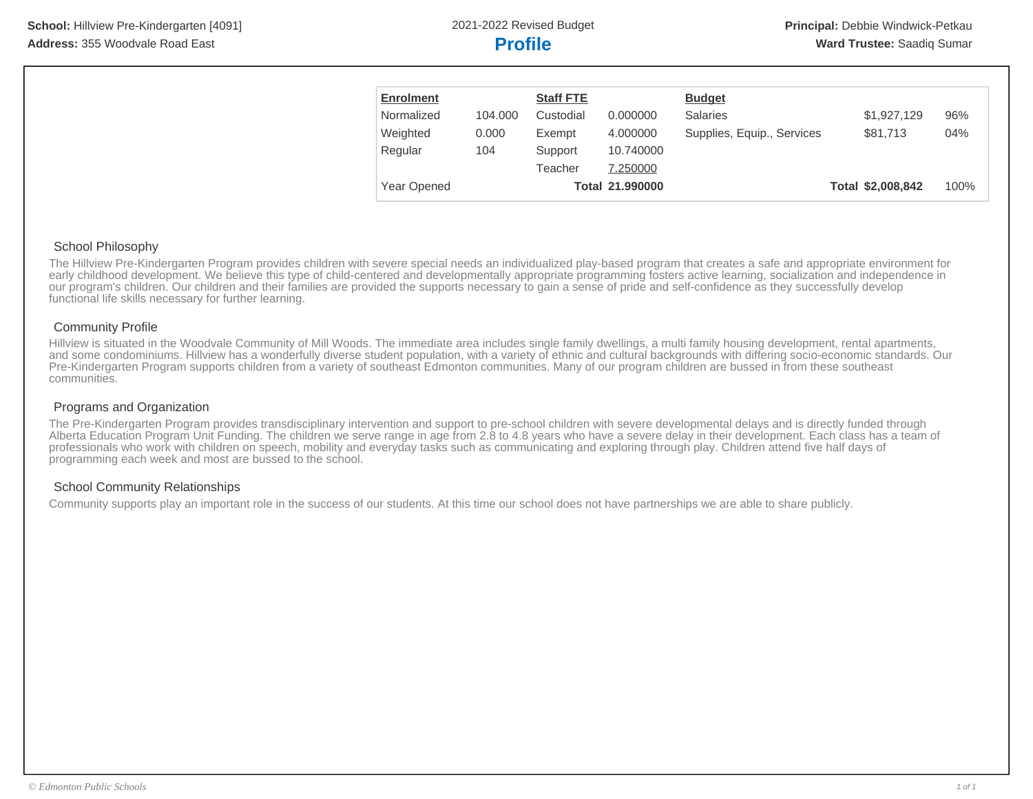**School:** Hillview Pre-Kindergarten [4091]
**Address:** 355 Woodvale Road East

2021-2022 Revised Budget

# Profile

**Principal:** Debbie Windwick-Petkau
**Ward Trustee:** Saadiq Sumar

| Enrolment | | Staff FTE | | Budget | | |
|---|---|---|---|---|---|---|
| Normalized | 104.000 | Custodial | 0.000000 | Salaries | $1,927,129 | 96% |
| Weighted | 0.000 | Exempt | 4.000000 | Supplies, Equip., Services | $81,713 | 04% |
| Regular | 104 | Support | 10.740000 | | | |
| | | Teacher | 7.250000 | | | |
| Year Opened | | **Total** | **21.990000** | **Total** | **$2,008,842** | 100% |

## School Philosophy

The Hillview Pre-Kindergarten Program provides children with severe special needs an individualized play-based program that creates a safe and appropriate environment for early childhood development. We believe this type of child-centered and developmentally appropriate programming fosters active learning, socialization and independence in our program's children. Our children and their families are provided the supports necessary to gain a sense of pride and self-confidence as they successfully develop functional life skills necessary for further learning.

## Community Profile

Hillview is situated in the Woodvale Community of Mill Woods. The immediate area includes single family dwellings, a multi family housing development, rental apartments, and some condominiums. Hillview has a wonderfully diverse student population, with a variety of ethnic and cultural backgrounds with differing socio-economic standards. Our Pre-Kindergarten Program supports children from a variety of southeast Edmonton communities. Many of our program children are bussed in from these southeast communities.

## Programs and Organization

The Pre-Kindergarten Program provides transdisciplinary intervention and support to pre-school children with severe developmental delays and is directly funded through Alberta Education Program Unit Funding. The children we serve range in age from 2.8 to 4.8 years who have a severe delay in their development. Each class has a team of professionals who work with children on speech, mobility and everyday tasks such as communicating and exploring through play. Children attend five half days of programming each week and most are bussed to the school.

## School Community Relationships

Community supports play an important role in the success of our students. At this time our school does not have partnerships we are able to share publicly.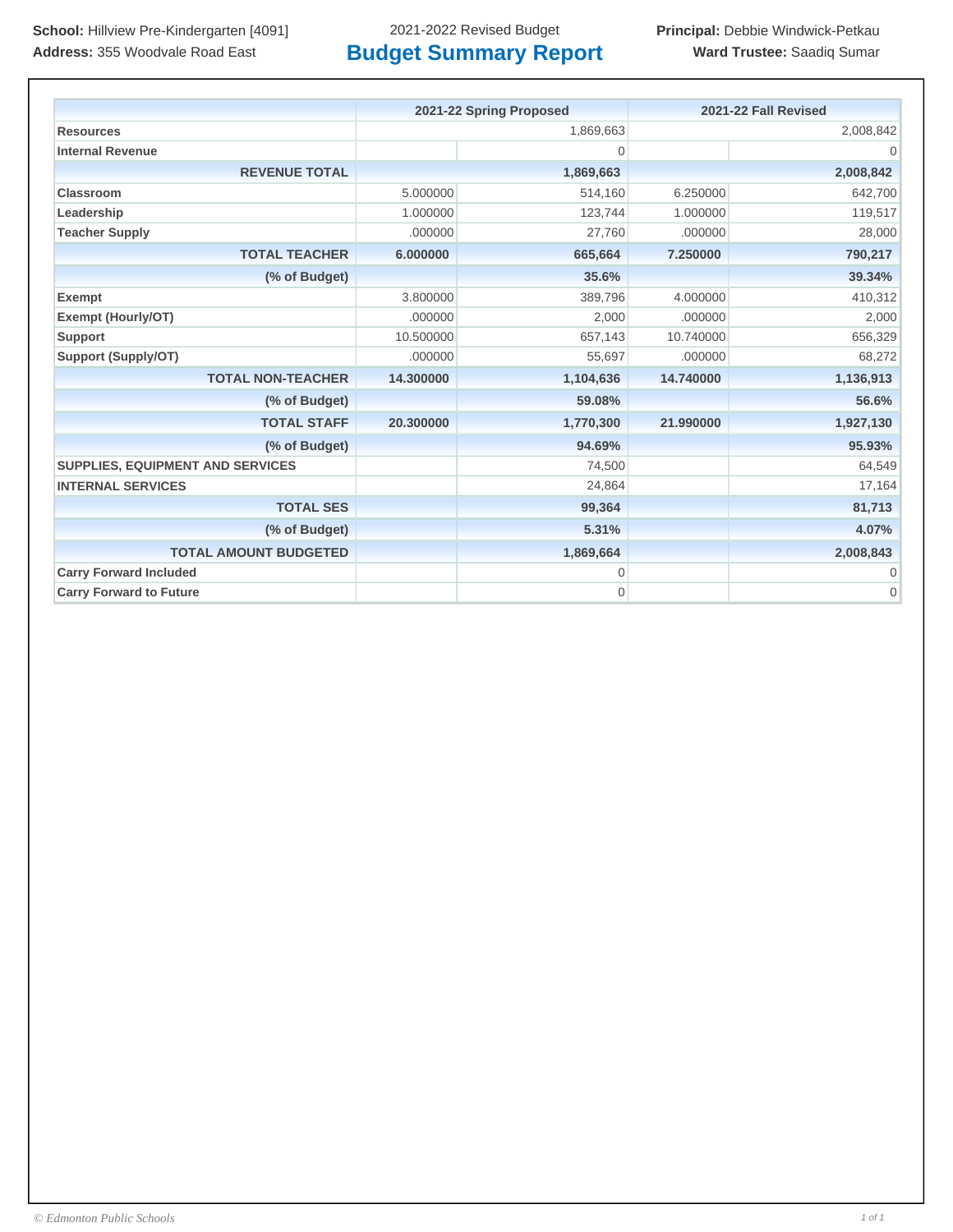**School:** Hillview Pre-Kindergarten [4091]
**Address:** 355 Woodvale Road East

2021-2022 Revised Budget

# Budget Summary Report

**Principal:** Debbie Windwick-Petkau
**Ward Trustee:** Saadiq Sumar

| | 2021-22 Spring Proposed | | 2021-22 Fall Revised | |
|---|---|---|---|---|
| **Resources** | | 1,869,663 | | 2,008,842 |
| **Internal Revenue** | | 0 | | 0 |
| **REVENUE TOTAL** | | **1,869,663** | | **2,008,842** |
| **Classroom** | 5.000000 | 514,160 | 6.250000 | 642,700 |
| **Leadership** | 1.000000 | 123,744 | 1.000000 | 119,517 |
| **Teacher Supply** | .000000 | 27,760 | .000000 | 28,000 |
| **TOTAL TEACHER** | **6.000000** | **665,664** | **7.250000** | **790,217** |
| **(% of Budget)** | | **35.6%** | | **39.34%** |
| **Exempt** | 3.800000 | 389,796 | 4.000000 | 410,312 |
| **Exempt (Hourly/OT)** | .000000 | 2,000 | .000000 | 2,000 |
| **Support** | 10.500000 | 657,143 | 10.740000 | 656,329 |
| **Support (Supply/OT)** | .000000 | 55,697 | .000000 | 68,272 |
| **TOTAL NON-TEACHER** | **14.300000** | **1,104,636** | **14.740000** | **1,136,913** |
| **(% of Budget)** | | **59.08%** | | **56.6%** |
| **TOTAL STAFF** | **20.300000** | **1,770,300** | **21.990000** | **1,927,130** |
| **(% of Budget)** | | **94.69%** | | **95.93%** |
| **SUPPLIES, EQUIPMENT AND SERVICES** | | 74,500 | | 64,549 |
| **INTERNAL SERVICES** | | 24,864 | | 17,164 |
| **TOTAL SES** | | **99,364** | | **81,713** |
| **(% of Budget)** | | **5.31%** | | **4.07%** |
| **TOTAL AMOUNT BUDGETED** | | **1,869,664** | | **2,008,843** |
| **Carry Forward Included** | | 0 | | 0 |
| **Carry Forward to Future** | | 0 | | 0 |

*© Edmonton Public Schools*